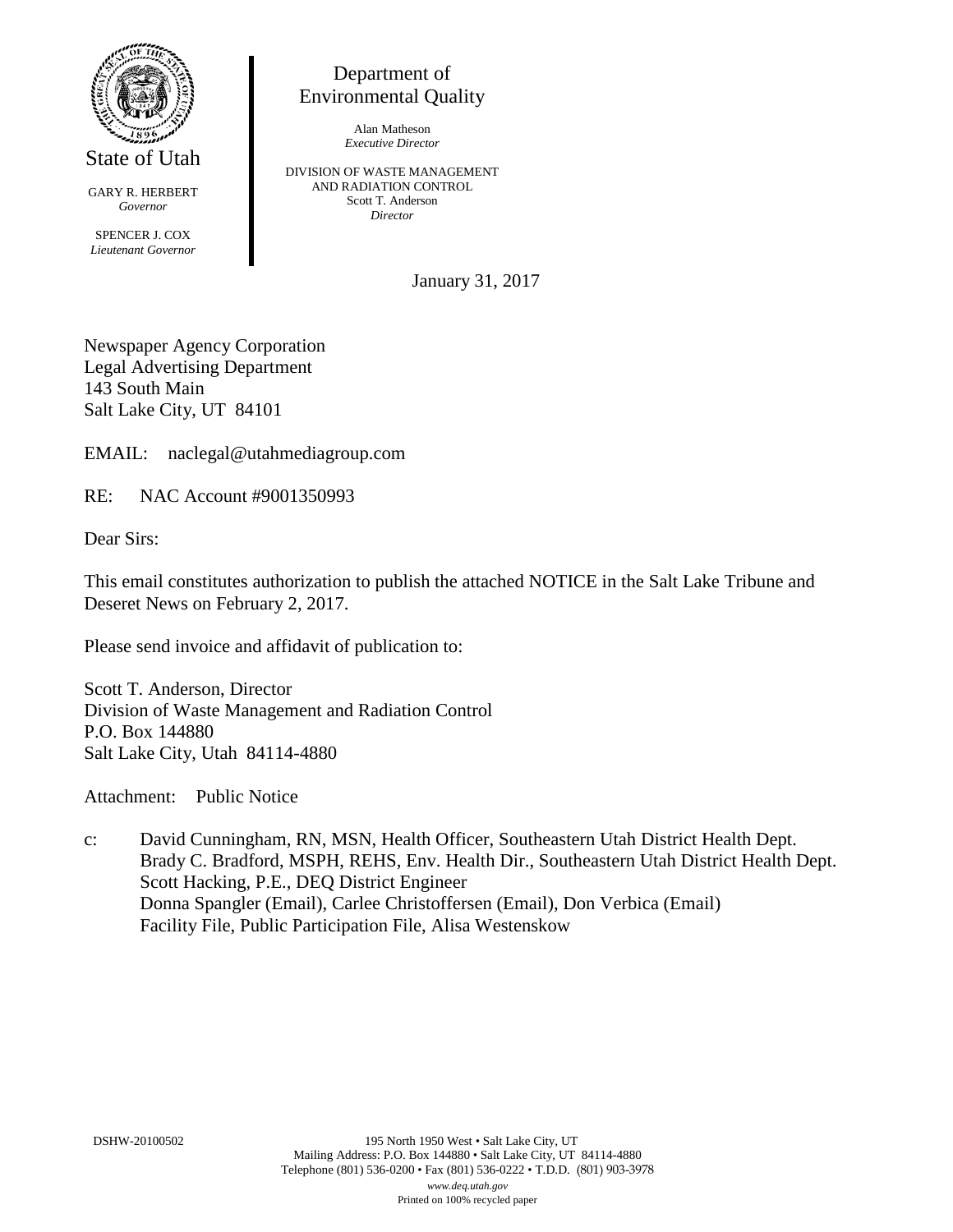State of Utah

GARY R. HERBERT
*Governor*

SPENCER J. COX
*Lieutenant Governor*

Department of
Environmental Quality

Alan Matheson
*Executive Director*

DIVISION OF WASTE MANAGEMENT
AND RADIATION CONTROL
Scott T. Anderson
*Director*

January 31, 2017

Newspaper Agency Corporation
Legal Advertising Department
143 South Main
Salt Lake City, UT 84101

EMAIL: naclegal@utahmediagroup.com

RE: NAC Account #9001350993

Dear Sirs:

This email constitutes authorization to publish the attached NOTICE in the Salt Lake Tribune and Deseret News on February 2, 2017.

Please send invoice and affidavit of publication to:

Scott T. Anderson, Director
Division of Waste Management and Radiation Control
P.O. Box 144880
Salt Lake City, Utah 84114-4880

Attachment: Public Notice

c: David Cunningham, RN, MSN, Health Officer, Southeastern Utah District Health Dept.
Brady C. Bradford, MSPH, REHS, Env. Health Dir., Southeastern Utah District Health Dept.
Scott Hacking, P.E., DEQ District Engineer
Donna Spangler (Email), Carlee Christoffersen (Email), Don Verbica (Email)
Facility File, Public Participation File, Alisa Westenskow

DSHW-20100502

195 North 1950 West • Salt Lake City, UT
Mailing Address: P.O. Box 144880 • Salt Lake City, UT 84114-4880
Telephone (801) 536-0200 • Fax (801) 536-0222 • T.D.D. (801) 903-3978
*www.deq.utah.gov*
Printed on 100% recycled paper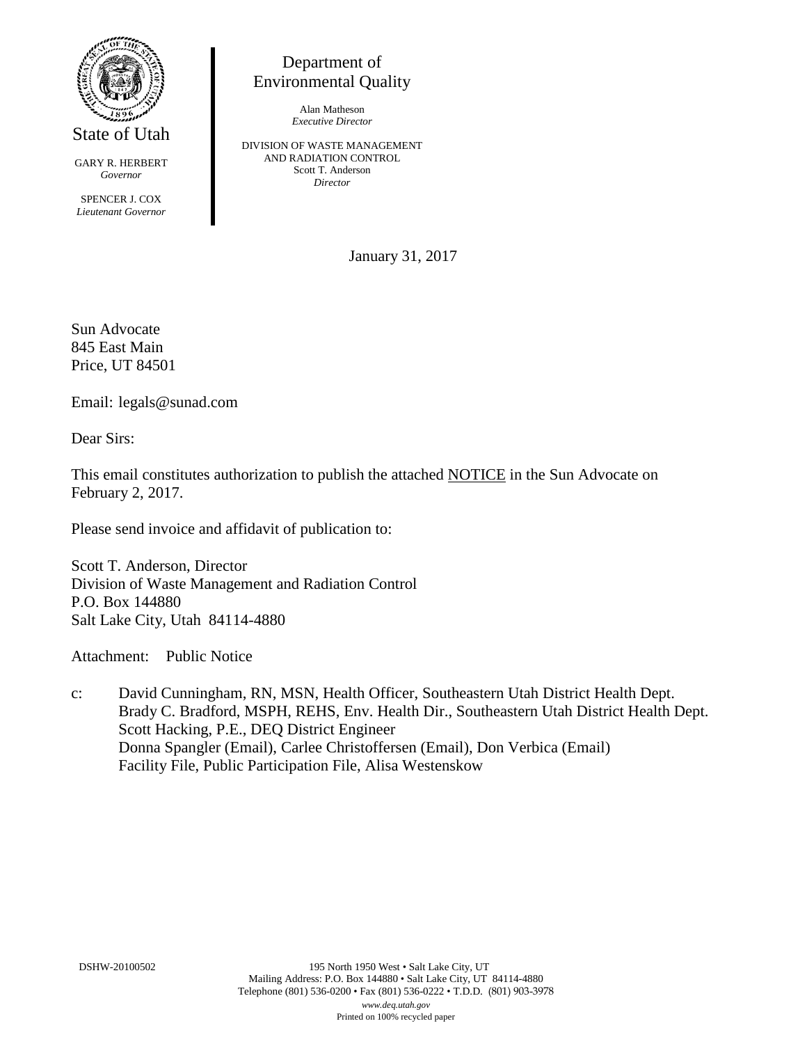State of Utah

GARY R. HERBERT
*Governor*

SPENCER J. COX
*Lieutenant Governor*

Department of Environmental Quality

Alan Matheson
*Executive Director*

DIVISION OF WASTE MANAGEMENT AND RADIATION CONTROL
Scott T. Anderson
*Director*

January 31, 2017

Sun Advocate
845 East Main
Price, UT 84501

Email: legals@sunad.com

Dear Sirs:

This email constitutes authorization to publish the attached NOTICE in the Sun Advocate on February 2, 2017.

Please send invoice and affidavit of publication to:

Scott T. Anderson, Director
Division of Waste Management and Radiation Control
P.O. Box 144880
Salt Lake City, Utah 84114-4880

Attachment: Public Notice

c: David Cunningham, RN, MSN, Health Officer, Southeastern Utah District Health Dept.
Brady C. Bradford, MSPH, REHS, Env. Health Dir., Southeastern Utah District Health Dept.
Scott Hacking, P.E., DEQ District Engineer
Donna Spangler (Email), Carlee Christoffersen (Email), Don Verbica (Email)
Facility File, Public Participation File, Alisa Westenskow

DSHW-20100502

195 North 1950 West • Salt Lake City, UT
Mailing Address: P.O. Box 144880 • Salt Lake City, UT 84114-4880
Telephone (801) 536-0200 • Fax (801) 536-0222 • T.D.D. (801) 903-3978
*www.deq.utah.gov*
Printed on 100% recycled paper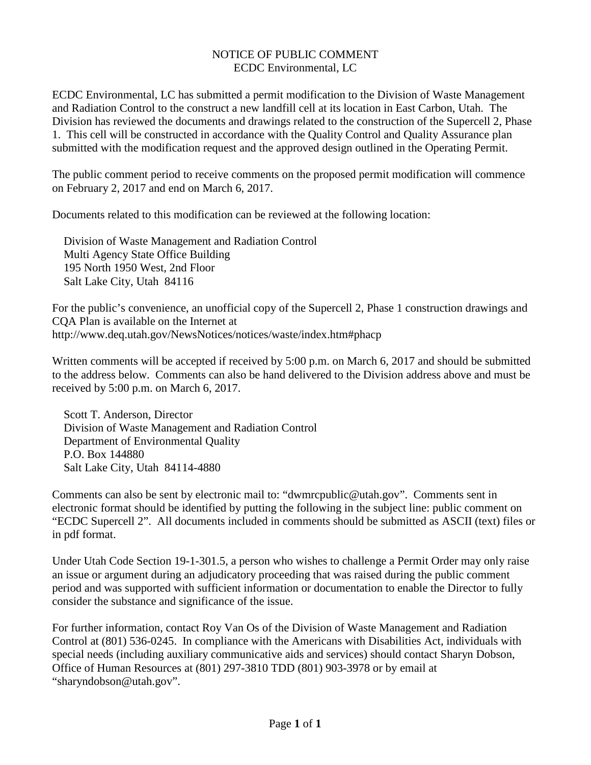# NOTICE OF PUBLIC COMMENT
## ECDC Environmental, LC

ECDC Environmental, LC has submitted a permit modification to the Division of Waste Management and Radiation Control to the construct a new landfill cell at its location in East Carbon, Utah. The Division has reviewed the documents and drawings related to the construction of the Supercell 2, Phase 1. This cell will be constructed in accordance with the Quality Control and Quality Assurance plan submitted with the modification request and the approved design outlined in the Operating Permit.

The public comment period to receive comments on the proposed permit modification will commence on February 2, 2017 and end on March 6, 2017.

Documents related to this modification can be reviewed at the following location:

Division of Waste Management and Radiation Control  
Multi Agency State Office Building  
195 North 1950 West, 2nd Floor  
Salt Lake City, Utah 84116

For the public's convenience, an unofficial copy of the Supercell 2, Phase 1 construction drawings and CQA Plan is available on the Internet at http://www.deq.utah.gov/NewsNotices/notices/waste/index.htm#phacp

Written comments will be accepted if received by 5:00 p.m. on March 6, 2017 and should be submitted to the address below. Comments can also be hand delivered to the Division address above and must be received by 5:00 p.m. on March 6, 2017.

Scott T. Anderson, Director  
Division of Waste Management and Radiation Control  
Department of Environmental Quality  
P.O. Box 144880  
Salt Lake City, Utah 84114-4880

Comments can also be sent by electronic mail to: "dwmrcpublic@utah.gov". Comments sent in electronic format should be identified by putting the following in the subject line: public comment on "ECDC Supercell 2". All documents included in comments should be submitted as ASCII (text) files or in pdf format.

Under Utah Code Section 19-1-301.5, a person who wishes to challenge a Permit Order may only raise an issue or argument during an adjudicatory proceeding that was raised during the public comment period and was supported with sufficient information or documentation to enable the Director to fully consider the substance and significance of the issue.

For further information, contact Roy Van Os of the Division of Waste Management and Radiation Control at (801) 536-0245. In compliance with the Americans with Disabilities Act, individuals with special needs (including auxiliary communicative aids and services) should contact Sharyn Dobson, Office of Human Resources at (801) 297-3810 TDD (801) 903-3978 or by email at "sharyndobson@utah.gov".